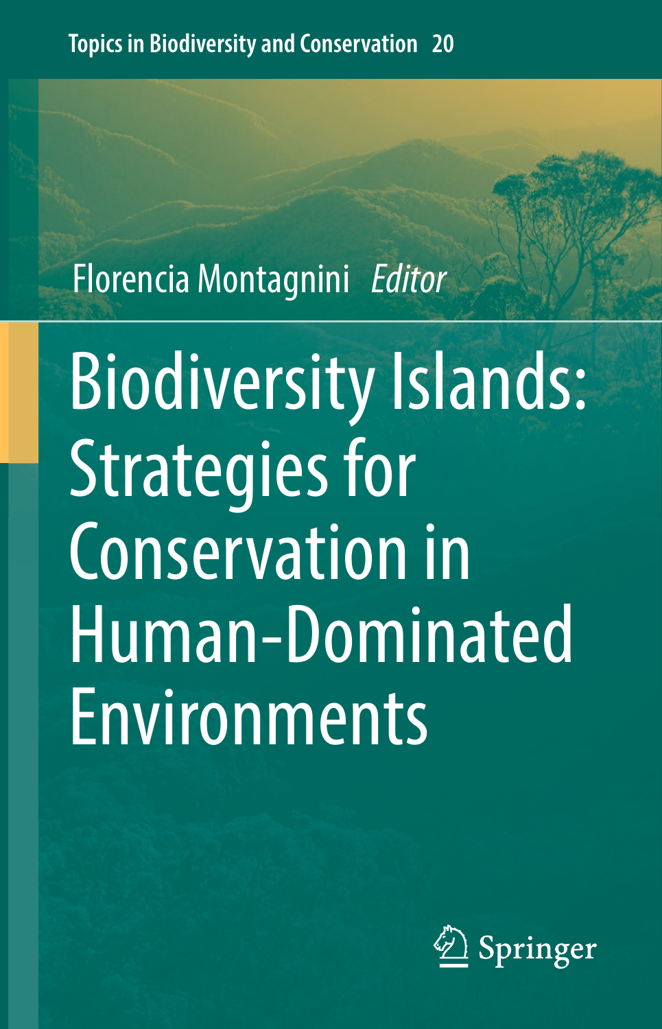Topics in Biodiversity and Conservation 20

Florencia Montagnini *Editor*

# Biodiversity Islands: Strategies for Conservation in Human-Dominated Environments

Springer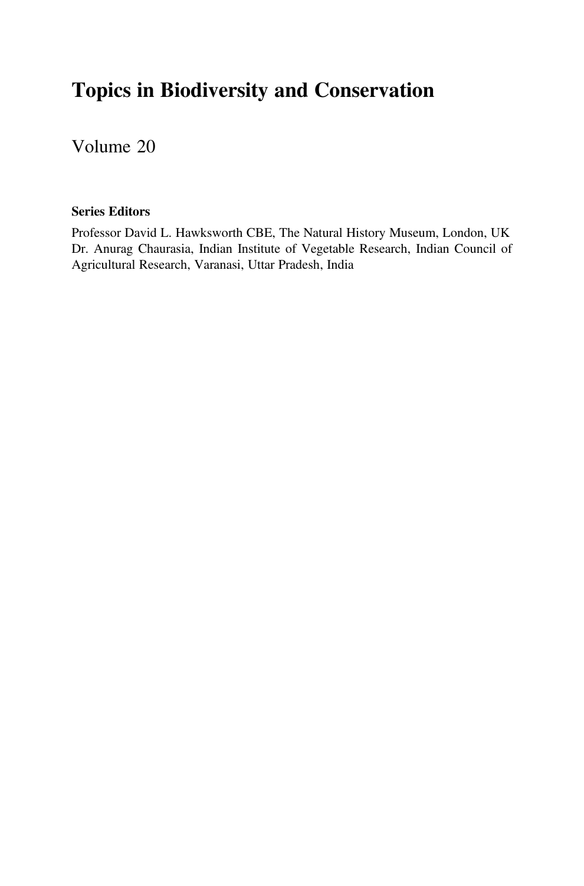# Topics in Biodiversity and Conservation

Volume 20

**Series Editors**

Professor David L. Hawksworth CBE, The Natural History Museum, London, UK
Dr. Anurag Chaurasia, Indian Institute of Vegetable Research, Indian Council of Agricultural Research, Varanasi, Uttar Pradesh, India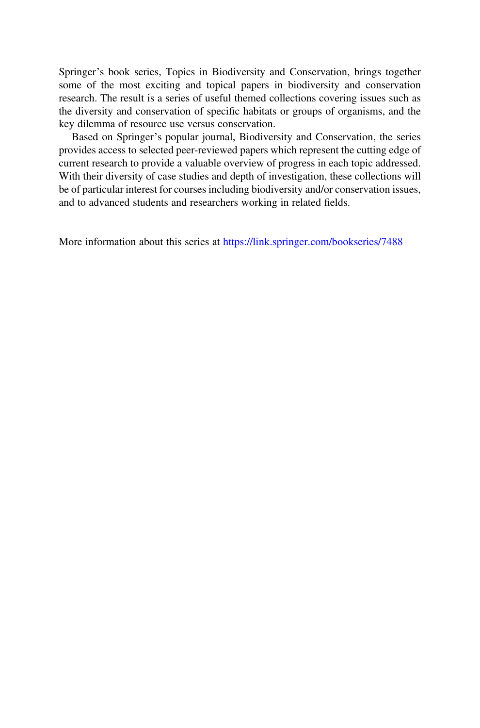Springer's book series, Topics in Biodiversity and Conservation, brings together some of the most exciting and topical papers in biodiversity and conservation research. The result is a series of useful themed collections covering issues such as the diversity and conservation of specific habitats or groups of organisms, and the key dilemma of resource use versus conservation.

Based on Springer's popular journal, Biodiversity and Conservation, the series provides access to selected peer-reviewed papers which represent the cutting edge of current research to provide a valuable overview of progress in each topic addressed. With their diversity of case studies and depth of investigation, these collections will be of particular interest for courses including biodiversity and/or conservation issues, and to advanced students and researchers working in related fields.

More information about this series at https://link.springer.com/bookseries/7488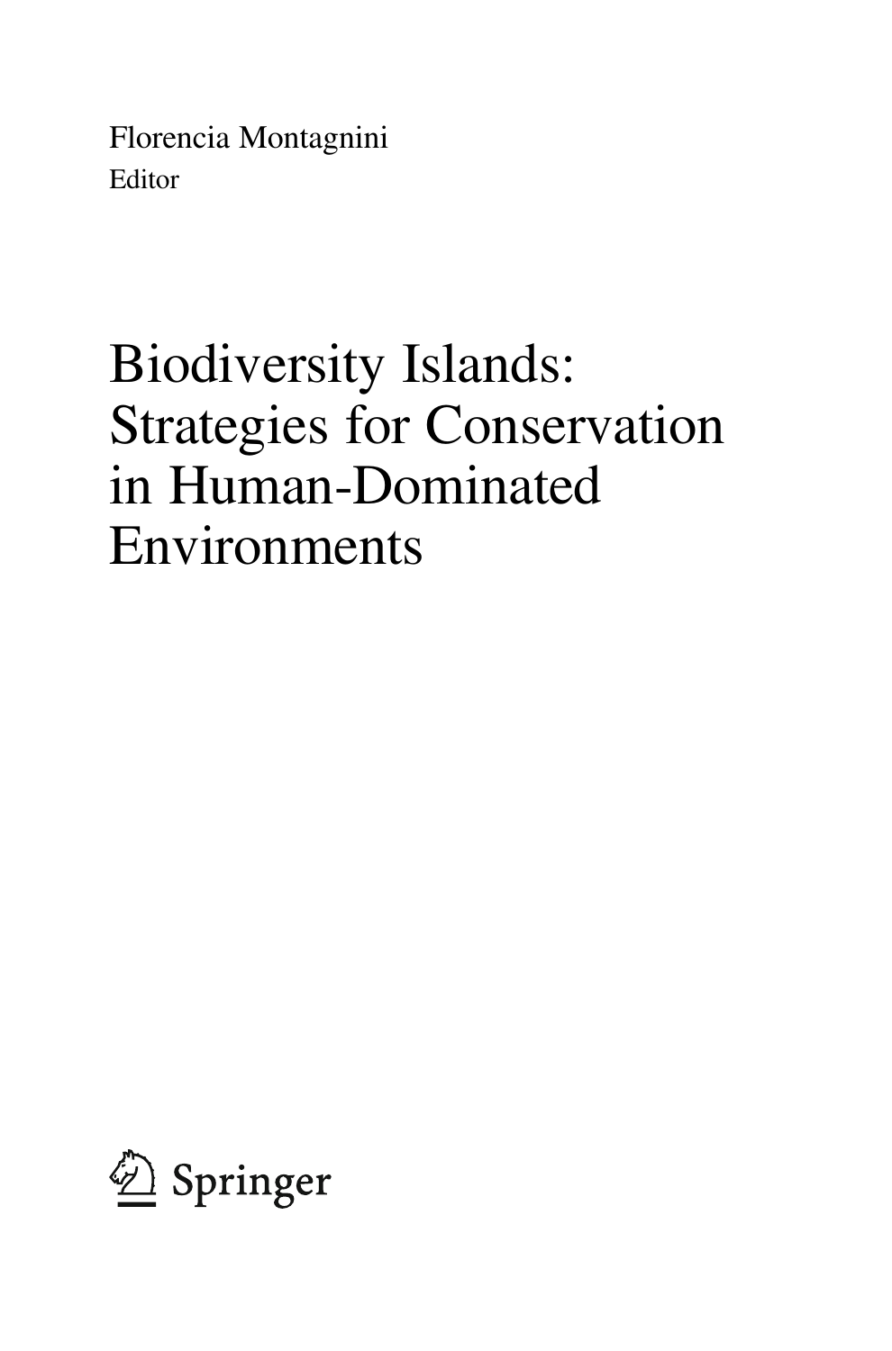Florencia Montagnini
Editor

# Biodiversity Islands: Strategies for Conservation in Human-Dominated Environments

Springer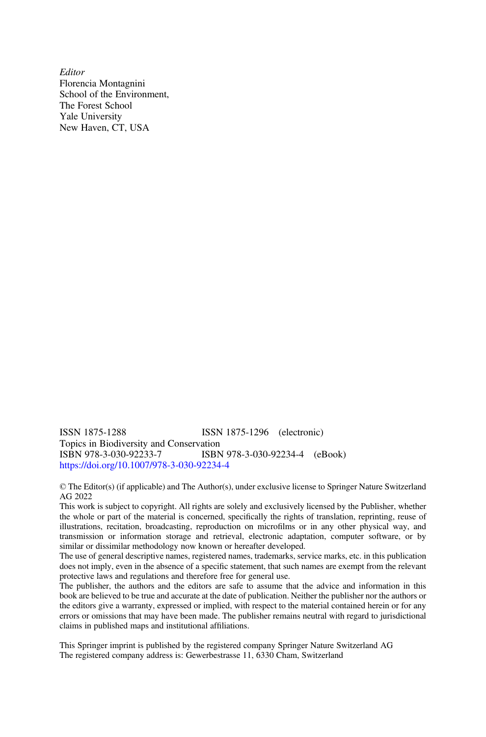*Editor*
Florencia Montagnini
School of the Environment,
The Forest School
Yale University
New Haven, CT, USA

ISSN 1875-1288 ISSN 1875-1296 (electronic)
Topics in Biodiversity and Conservation
ISBN 978-3-030-92233-7 ISBN 978-3-030-92234-4 (eBook)
https://doi.org/10.1007/978-3-030-92234-4

© The Editor(s) (if applicable) and The Author(s), under exclusive license to Springer Nature Switzerland AG 2022

This work is subject to copyright. All rights are solely and exclusively licensed by the Publisher, whether the whole or part of the material is concerned, specifically the rights of translation, reprinting, reuse of illustrations, recitation, broadcasting, reproduction on microfilms or in any other physical way, and transmission or information storage and retrieval, electronic adaptation, computer software, or by similar or dissimilar methodology now known or hereafter developed.

The use of general descriptive names, registered names, trademarks, service marks, etc. in this publication does not imply, even in the absence of a specific statement, that such names are exempt from the relevant protective laws and regulations and therefore free for general use.

The publisher, the authors and the editors are safe to assume that the advice and information in this book are believed to be true and accurate at the date of publication. Neither the publisher nor the authors or the editors give a warranty, expressed or implied, with respect to the material contained herein or for any errors or omissions that may have been made. The publisher remains neutral with regard to jurisdictional claims in published maps and institutional affiliations.

This Springer imprint is published by the registered company Springer Nature Switzerland AG
The registered company address is: Gewerbestrasse 11, 6330 Cham, Switzerland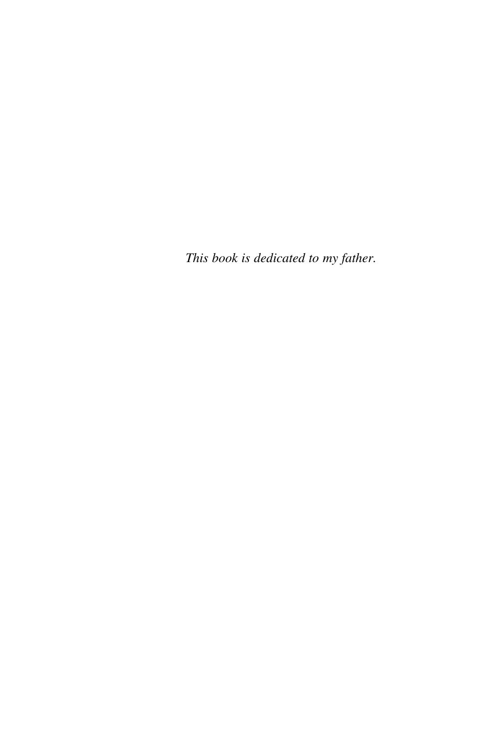*This book is dedicated to my father.*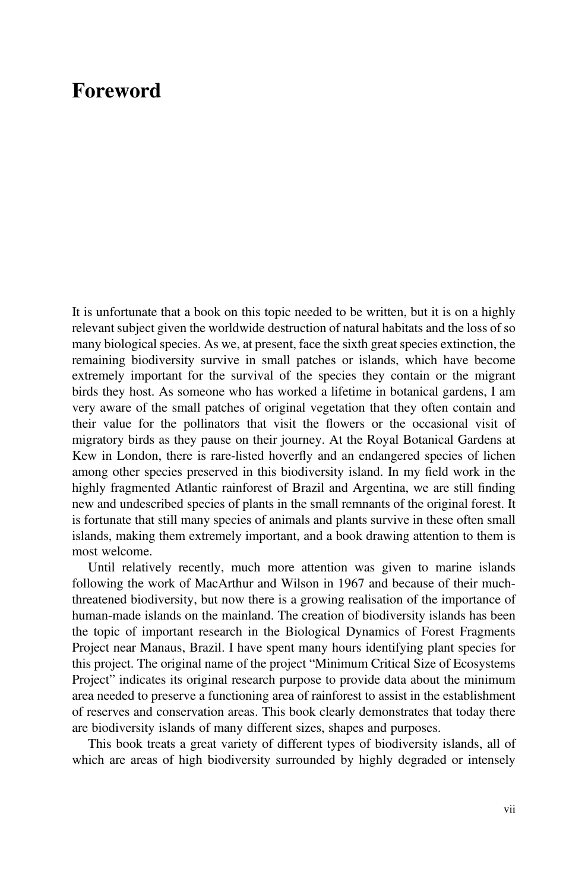# Foreword

It is unfortunate that a book on this topic needed to be written, but it is on a highly relevant subject given the worldwide destruction of natural habitats and the loss of so many biological species. As we, at present, face the sixth great species extinction, the remaining biodiversity survive in small patches or islands, which have become extremely important for the survival of the species they contain or the migrant birds they host. As someone who has worked a lifetime in botanical gardens, I am very aware of the small patches of original vegetation that they often contain and their value for the pollinators that visit the flowers or the occasional visit of migratory birds as they pause on their journey. At the Royal Botanical Gardens at Kew in London, there is rare-listed hoverfly and an endangered species of lichen among other species preserved in this biodiversity island. In my field work in the highly fragmented Atlantic rainforest of Brazil and Argentina, we are still finding new and undescribed species of plants in the small remnants of the original forest. It is fortunate that still many species of animals and plants survive in these often small islands, making them extremely important, and a book drawing attention to them is most welcome.

Until relatively recently, much more attention was given to marine islands following the work of MacArthur and Wilson in 1967 and because of their much-threatened biodiversity, but now there is a growing realisation of the importance of human-made islands on the mainland. The creation of biodiversity islands has been the topic of important research in the Biological Dynamics of Forest Fragments Project near Manaus, Brazil. I have spent many hours identifying plant species for this project. The original name of the project "Minimum Critical Size of Ecosystems Project" indicates its original research purpose to provide data about the minimum area needed to preserve a functioning area of rainforest to assist in the establishment of reserves and conservation areas. This book clearly demonstrates that today there are biodiversity islands of many different sizes, shapes and purposes.

This book treats a great variety of different types of biodiversity islands, all of which are areas of high biodiversity surrounded by highly degraded or intensely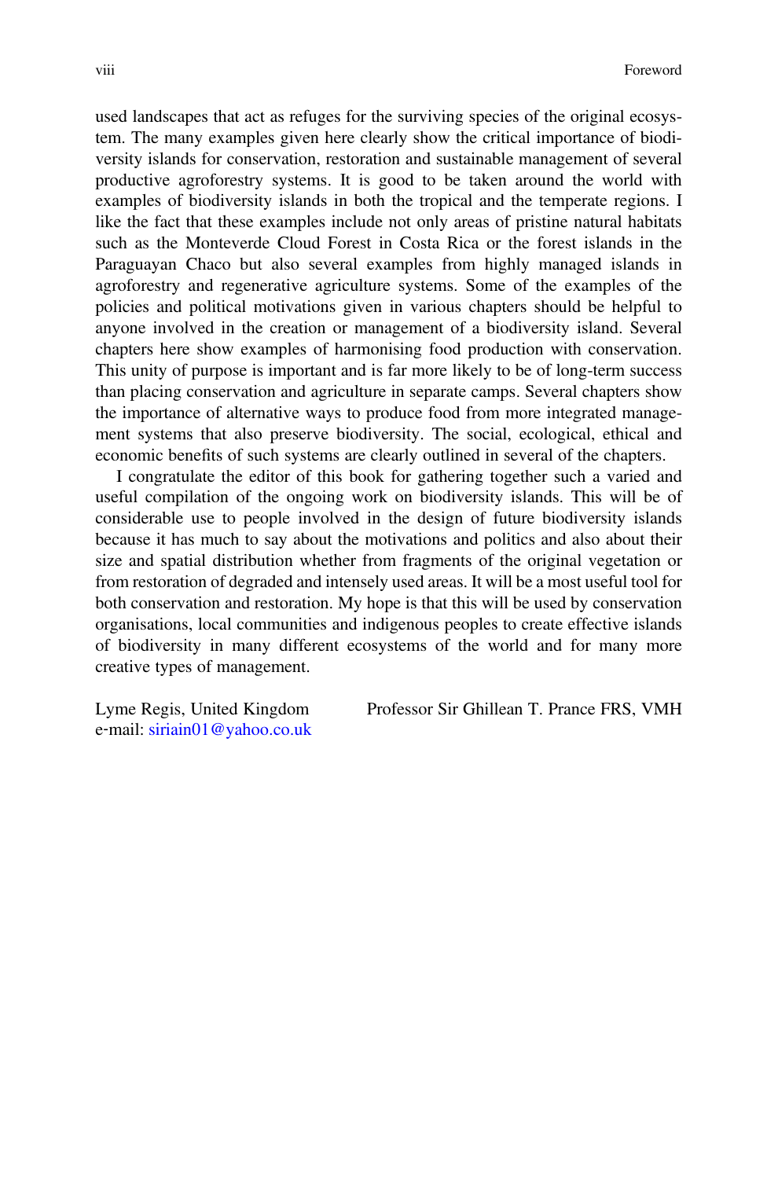used landscapes that act as refuges for the surviving species of the original ecosystem. The many examples given here clearly show the critical importance of biodiversity islands for conservation, restoration and sustainable management of several productive agroforestry systems. It is good to be taken around the world with examples of biodiversity islands in both the tropical and the temperate regions. I like the fact that these examples include not only areas of pristine natural habitats such as the Monteverde Cloud Forest in Costa Rica or the forest islands in the Paraguayan Chaco but also several examples from highly managed islands in agroforestry and regenerative agriculture systems. Some of the examples of the policies and political motivations given in various chapters should be helpful to anyone involved in the creation or management of a biodiversity island. Several chapters here show examples of harmonising food production with conservation. This unity of purpose is important and is far more likely to be of long-term success than placing conservation and agriculture in separate camps. Several chapters show the importance of alternative ways to produce food from more integrated management systems that also preserve biodiversity. The social, ecological, ethical and economic benefits of such systems are clearly outlined in several of the chapters.

I congratulate the editor of this book for gathering together such a varied and useful compilation of the ongoing work on biodiversity islands. This will be of considerable use to people involved in the design of future biodiversity islands because it has much to say about the motivations and politics and also about their size and spatial distribution whether from fragments of the original vegetation or from restoration of degraded and intensely used areas. It will be a most useful tool for both conservation and restoration. My hope is that this will be used by conservation organisations, local communities and indigenous peoples to create effective islands of biodiversity in many different ecosystems of the world and for many more creative types of management.

Lyme Regis, United Kingdom
e-mail: siriain01@yahoo.co.uk

Professor Sir Ghillean T. Prance FRS, VMH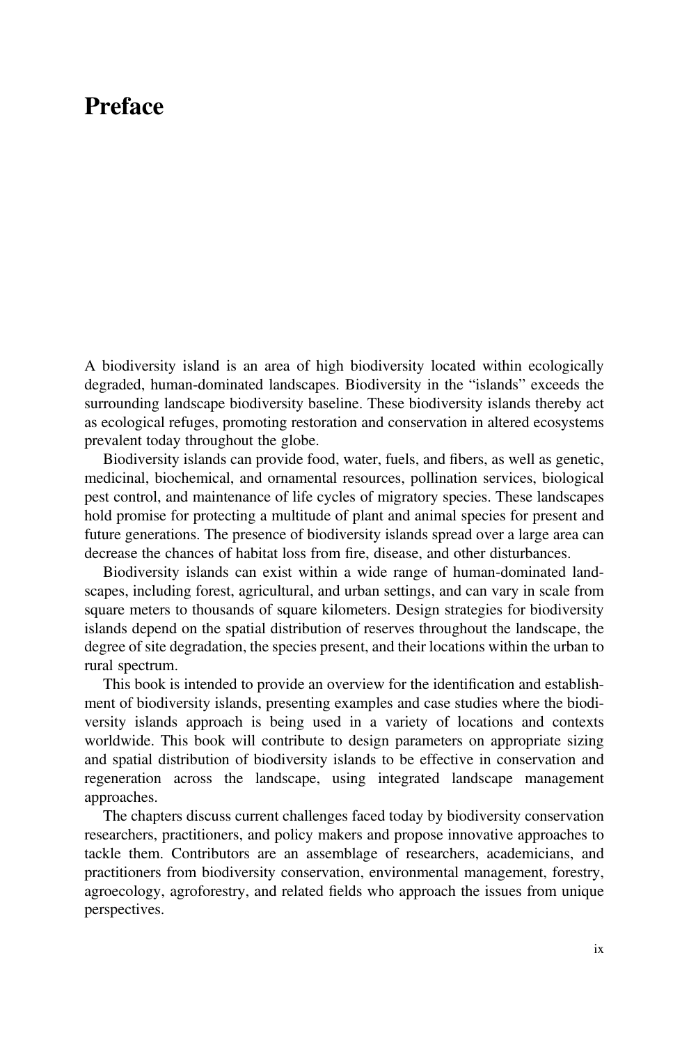# Preface

A biodiversity island is an area of high biodiversity located within ecologically degraded, human-dominated landscapes. Biodiversity in the "islands" exceeds the surrounding landscape biodiversity baseline. These biodiversity islands thereby act as ecological refuges, promoting restoration and conservation in altered ecosystems prevalent today throughout the globe.

Biodiversity islands can provide food, water, fuels, and fibers, as well as genetic, medicinal, biochemical, and ornamental resources, pollination services, biological pest control, and maintenance of life cycles of migratory species. These landscapes hold promise for protecting a multitude of plant and animal species for present and future generations. The presence of biodiversity islands spread over a large area can decrease the chances of habitat loss from fire, disease, and other disturbances.

Biodiversity islands can exist within a wide range of human-dominated landscapes, including forest, agricultural, and urban settings, and can vary in scale from square meters to thousands of square kilometers. Design strategies for biodiversity islands depend on the spatial distribution of reserves throughout the landscape, the degree of site degradation, the species present, and their locations within the urban to rural spectrum.

This book is intended to provide an overview for the identification and establishment of biodiversity islands, presenting examples and case studies where the biodiversity islands approach is being used in a variety of locations and contexts worldwide. This book will contribute to design parameters on appropriate sizing and spatial distribution of biodiversity islands to be effective in conservation and regeneration across the landscape, using integrated landscape management approaches.

The chapters discuss current challenges faced today by biodiversity conservation researchers, practitioners, and policy makers and propose innovative approaches to tackle them. Contributors are an assemblage of researchers, academicians, and practitioners from biodiversity conservation, environmental management, forestry, agroecology, agroforestry, and related fields who approach the issues from unique perspectives.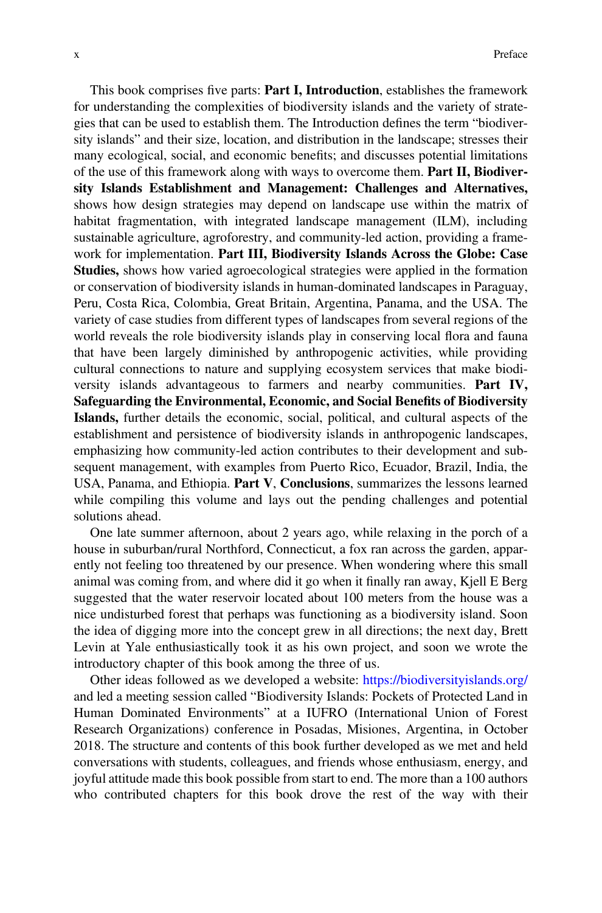This book comprises five parts: **Part I, Introduction**, establishes the framework for understanding the complexities of biodiversity islands and the variety of strategies that can be used to establish them. The Introduction defines the term "biodiversity islands" and their size, location, and distribution in the landscape; stresses their many ecological, social, and economic benefits; and discusses potential limitations of the use of this framework along with ways to overcome them. **Part II, Biodiversity Islands Establishment and Management: Challenges and Alternatives,** shows how design strategies may depend on landscape use within the matrix of habitat fragmentation, with integrated landscape management (ILM), including sustainable agriculture, agroforestry, and community-led action, providing a framework for implementation. **Part III, Biodiversity Islands Across the Globe: Case Studies,** shows how varied agroecological strategies were applied in the formation or conservation of biodiversity islands in human-dominated landscapes in Paraguay, Peru, Costa Rica, Colombia, Great Britain, Argentina, Panama, and the USA. The variety of case studies from different types of landscapes from several regions of the world reveals the role biodiversity islands play in conserving local flora and fauna that have been largely diminished by anthropogenic activities, while providing cultural connections to nature and supplying ecosystem services that make biodiversity islands advantageous to farmers and nearby communities. **Part IV, Safeguarding the Environmental, Economic, and Social Benefits of Biodiversity Islands,** further details the economic, social, political, and cultural aspects of the establishment and persistence of biodiversity islands in anthropogenic landscapes, emphasizing how community-led action contributes to their development and subsequent management, with examples from Puerto Rico, Ecuador, Brazil, India, the USA, Panama, and Ethiopia. **Part V**, **Conclusions**, summarizes the lessons learned while compiling this volume and lays out the pending challenges and potential solutions ahead.

One late summer afternoon, about 2 years ago, while relaxing in the porch of a house in suburban/rural Northford, Connecticut, a fox ran across the garden, apparently not feeling too threatened by our presence. When wondering where this small animal was coming from, and where did it go when it finally ran away, Kjell E Berg suggested that the water reservoir located about 100 meters from the house was a nice undisturbed forest that perhaps was functioning as a biodiversity island. Soon the idea of digging more into the concept grew in all directions; the next day, Brett Levin at Yale enthusiastically took it as his own project, and soon we wrote the introductory chapter of this book among the three of us.

Other ideas followed as we developed a website: https://biodiversityislands.org/ and led a meeting session called "Biodiversity Islands: Pockets of Protected Land in Human Dominated Environments" at a IUFRO (International Union of Forest Research Organizations) conference in Posadas, Misiones, Argentina, in October 2018. The structure and contents of this book further developed as we met and held conversations with students, colleagues, and friends whose enthusiasm, energy, and joyful attitude made this book possible from start to end. The more than a 100 authors who contributed chapters for this book drove the rest of the way with their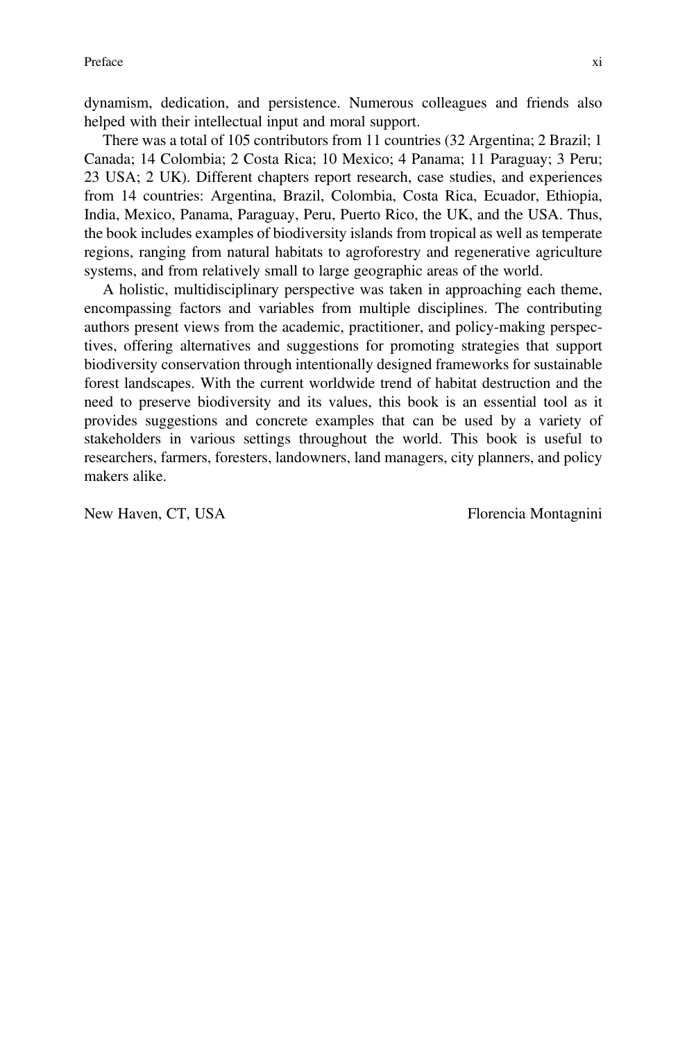dynamism, dedication, and persistence. Numerous colleagues and friends also helped with their intellectual input and moral support.

There was a total of 105 contributors from 11 countries (32 Argentina; 2 Brazil; 1 Canada; 14 Colombia; 2 Costa Rica; 10 Mexico; 4 Panama; 11 Paraguay; 3 Peru; 23 USA; 2 UK). Different chapters report research, case studies, and experiences from 14 countries: Argentina, Brazil, Colombia, Costa Rica, Ecuador, Ethiopia, India, Mexico, Panama, Paraguay, Peru, Puerto Rico, the UK, and the USA. Thus, the book includes examples of biodiversity islands from tropical as well as temperate regions, ranging from natural habitats to agroforestry and regenerative agriculture systems, and from relatively small to large geographic areas of the world.

A holistic, multidisciplinary perspective was taken in approaching each theme, encompassing factors and variables from multiple disciplines. The contributing authors present views from the academic, practitioner, and policy-making perspectives, offering alternatives and suggestions for promoting strategies that support biodiversity conservation through intentionally designed frameworks for sustainable forest landscapes. With the current worldwide trend of habitat destruction and the need to preserve biodiversity and its values, this book is an essential tool as it provides suggestions and concrete examples that can be used by a variety of stakeholders in various settings throughout the world. This book is useful to researchers, farmers, foresters, landowners, land managers, city planners, and policy makers alike.

New Haven, CT, USA — Florencia Montagnini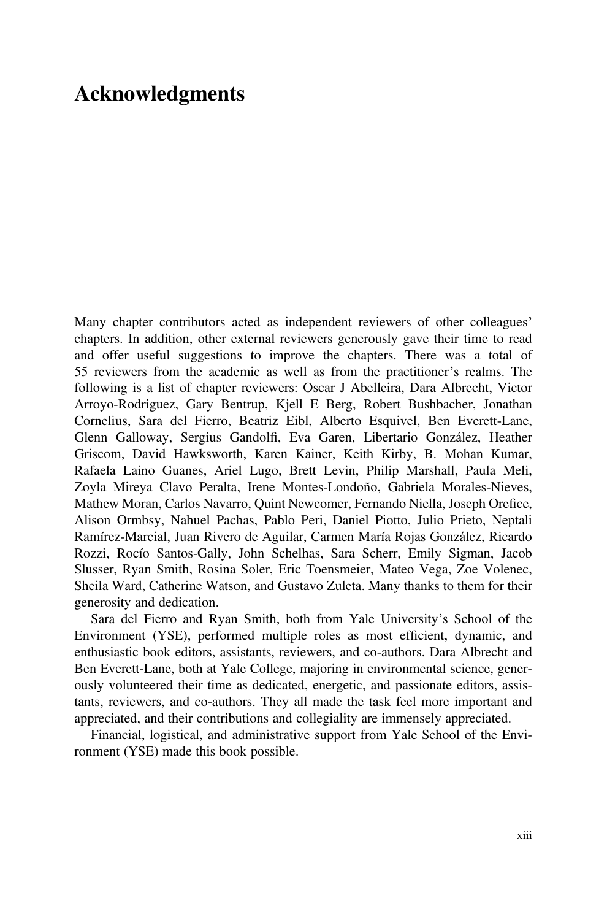# Acknowledgments

Many chapter contributors acted as independent reviewers of other colleagues' chapters. In addition, other external reviewers generously gave their time to read and offer useful suggestions to improve the chapters. There was a total of 55 reviewers from the academic as well as from the practitioner's realms. The following is a list of chapter reviewers: Oscar J Abelleira, Dara Albrecht, Victor Arroyo-Rodriguez, Gary Bentrup, Kjell E Berg, Robert Bushbacher, Jonathan Cornelius, Sara del Fierro, Beatriz Eibl, Alberto Esquivel, Ben Everett-Lane, Glenn Galloway, Sergius Gandolfi, Eva Garen, Libertario González, Heather Griscom, David Hawksworth, Karen Kainer, Keith Kirby, B. Mohan Kumar, Rafaela Laino Guanes, Ariel Lugo, Brett Levin, Philip Marshall, Paula Meli, Zoyla Mireya Clavo Peralta, Irene Montes-Londoño, Gabriela Morales-Nieves, Mathew Moran, Carlos Navarro, Quint Newcomer, Fernando Niella, Joseph Orefice, Alison Ormbsy, Nahuel Pachas, Pablo Peri, Daniel Piotto, Julio Prieto, Neptali Ramírez-Marcial, Juan Rivero de Aguilar, Carmen María Rojas González, Ricardo Rozzi, Rocío Santos-Gally, John Schelhas, Sara Scherr, Emily Sigman, Jacob Slusser, Ryan Smith, Rosina Soler, Eric Toensmeier, Mateo Vega, Zoe Volenec, Sheila Ward, Catherine Watson, and Gustavo Zuleta. Many thanks to them for their generosity and dedication.

Sara del Fierro and Ryan Smith, both from Yale University's School of the Environment (YSE), performed multiple roles as most efficient, dynamic, and enthusiastic book editors, assistants, reviewers, and co-authors. Dara Albrecht and Ben Everett-Lane, both at Yale College, majoring in environmental science, generously volunteered their time as dedicated, energetic, and passionate editors, assistants, reviewers, and co-authors. They all made the task feel more important and appreciated, and their contributions and collegiality are immensely appreciated.

Financial, logistical, and administrative support from Yale School of the Environment (YSE) made this book possible.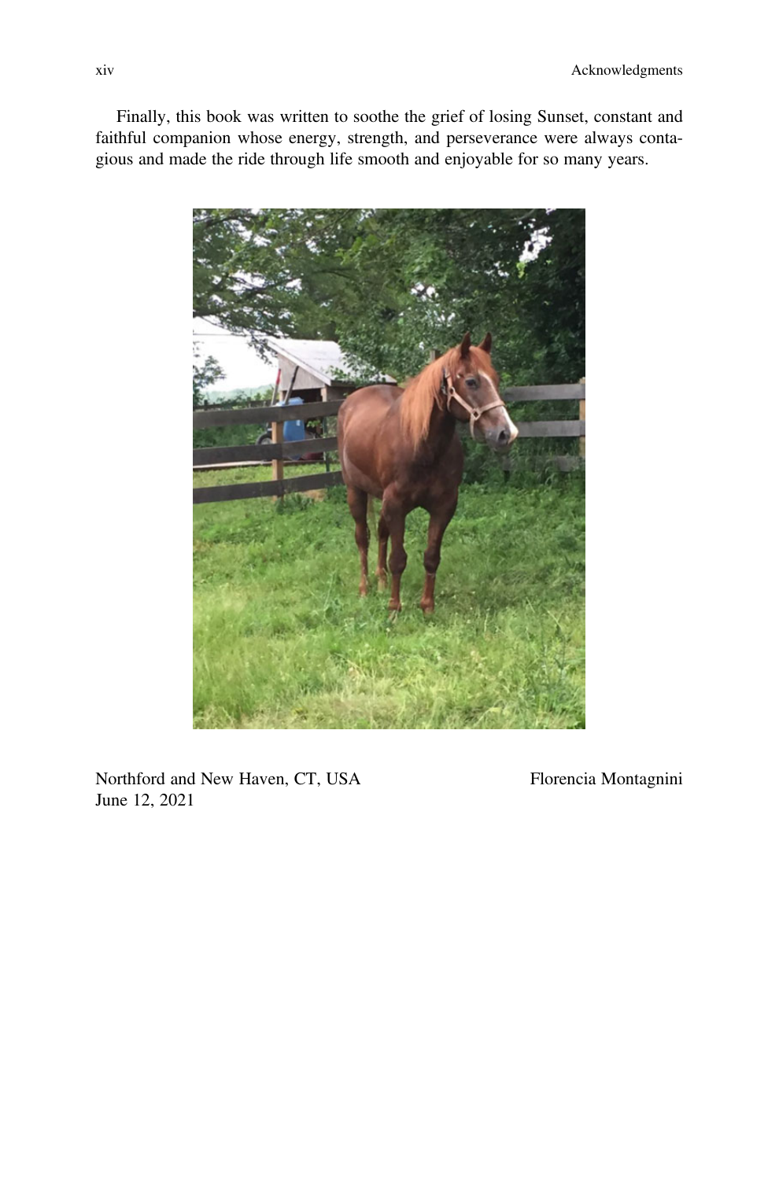Finally, this book was written to soothe the grief of losing Sunset, constant and faithful companion whose energy, strength, and perseverance were always contagious and made the ride through life smooth and enjoyable for so many years.

Northford and New Haven, CT, USA
June 12, 2021

Florencia Montagnini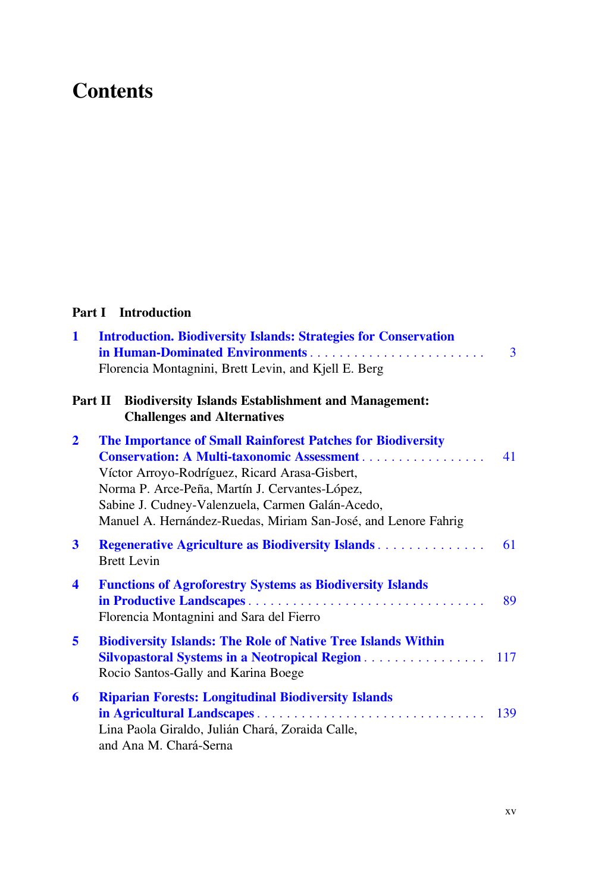# Contents

## Part I Introduction

**1 Introduction. Biodiversity Islands: Strategies for Conservation in Human-Dominated Environments** ........................ 3
Florencia Montagnini, Brett Levin, and Kjell E. Berg

## Part II Biodiversity Islands Establishment and Management: Challenges and Alternatives

**2 The Importance of Small Rainforest Patches for Biodiversity Conservation: A Multi-taxonomic Assessment** ................. 41
Víctor Arroyo-Rodríguez, Ricard Arasa-Gisbert, Norma P. Arce-Peña, Martín J. Cervantes-López, Sabine J. Cudney-Valenzuela, Carmen Galán-Acedo, Manuel A. Hernández-Ruedas, Miriam San-José, and Lenore Fahrig

**3 Regenerative Agriculture as Biodiversity Islands** .............. 61
Brett Levin

**4 Functions of Agroforestry Systems as Biodiversity Islands in Productive Landscapes** ................................ 89
Florencia Montagnini and Sara del Fierro

**5 Biodiversity Islands: The Role of Native Tree Islands Within Silvopastoral Systems in a Neotropical Region** ................ 117
Rocio Santos-Gally and Karina Boege

**6 Riparian Forests: Longitudinal Biodiversity Islands in Agricultural Landscapes** ............................... 139
Lina Paola Giraldo, Julián Chará, Zoraida Calle, and Ana M. Chará-Serna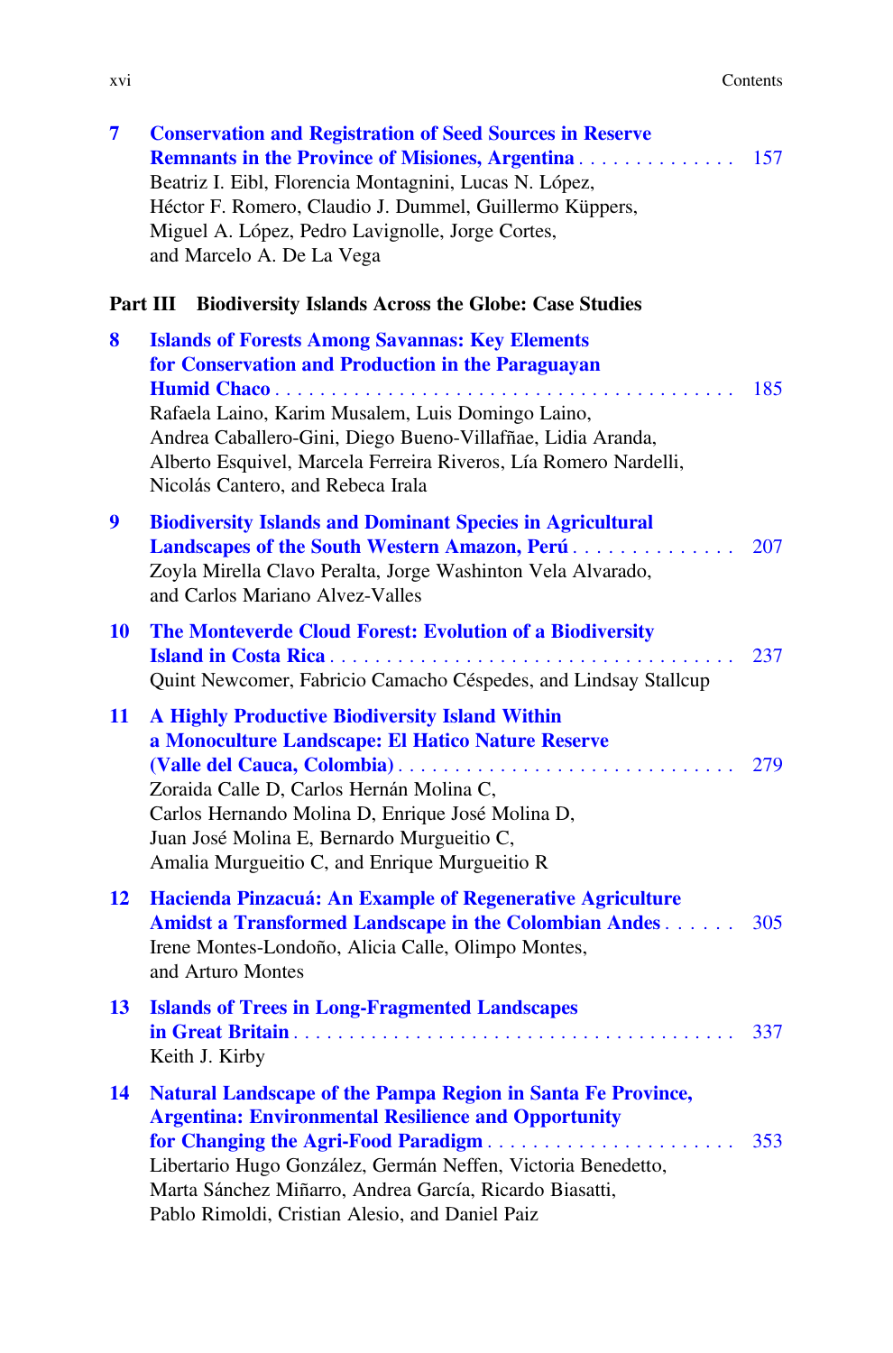**7 Conservation and Registration of Seed Sources in Reserve Remnants in the Province of Misiones, Argentina** . . . . . . . . . . . . . . 157
Beatriz I. Eibl, Florencia Montagnini, Lucas N. López, Héctor F. Romero, Claudio J. Dummel, Guillermo Küppers, Miguel A. López, Pedro Lavignolle, Jorge Cortes, and Marcelo A. De La Vega

## Part III Biodiversity Islands Across the Globe: Case Studies

**8 Islands of Forests Among Savannas: Key Elements for Conservation and Production in the Paraguayan Humid Chaco** . . . . . . . . . . . . . . . . . . . . . . . . . . . . . . . . . . . . . . . . . 185
Rafaela Laino, Karim Musalem, Luis Domingo Laino, Andrea Caballero-Gini, Diego Bueno-Villafñae, Lidia Aranda, Alberto Esquivel, Marcela Ferreira Riveros, Lía Romero Nardelli, Nicolás Cantero, and Rebeca Irala

**9 Biodiversity Islands and Dominant Species in Agricultural Landscapes of the South Western Amazon, Perú** . . . . . . . . . . . . . . 207
Zoyla Mirella Clavo Peralta, Jorge Washinton Vela Alvarado, and Carlos Mariano Alvez-Valles

**10 The Monteverde Cloud Forest: Evolution of a Biodiversity Island in Costa Rica** . . . . . . . . . . . . . . . . . . . . . . . . . . . . . . . . . . . . 237
Quint Newcomer, Fabricio Camacho Céspedes, and Lindsay Stallcup

**11 A Highly Productive Biodiversity Island Within a Monoculture Landscape: El Hatico Nature Reserve (Valle del Cauca, Colombia)** . . . . . . . . . . . . . . . . . . . . . . . . . . . . . . 279
Zoraida Calle D, Carlos Hernán Molina C, Carlos Hernando Molina D, Enrique José Molina D, Juan José Molina E, Bernardo Murgueitio C, Amalia Murgueitio C, and Enrique Murgueitio R

**12 Hacienda Pinzacuá: An Example of Regenerative Agriculture Amidst a Transformed Landscape in the Colombian Andes** . . . . . . 305
Irene Montes-Londoño, Alicia Calle, Olimpo Montes, and Arturo Montes

**13 Islands of Trees in Long-Fragmented Landscapes in Great Britain** . . . . . . . . . . . . . . . . . . . . . . . . . . . . . . . . . . . . . . . . 337
Keith J. Kirby

**14 Natural Landscape of the Pampa Region in Santa Fe Province, Argentina: Environmental Resilience and Opportunity for Changing the Agri-Food Paradigm** . . . . . . . . . . . . . . . . . . . . . . 353
Libertario Hugo González, Germán Neffen, Victoria Benedetto, Marta Sánchez Miñarro, Andrea García, Ricardo Biasatti, Pablo Rimoldi, Cristian Alesio, and Daniel Paiz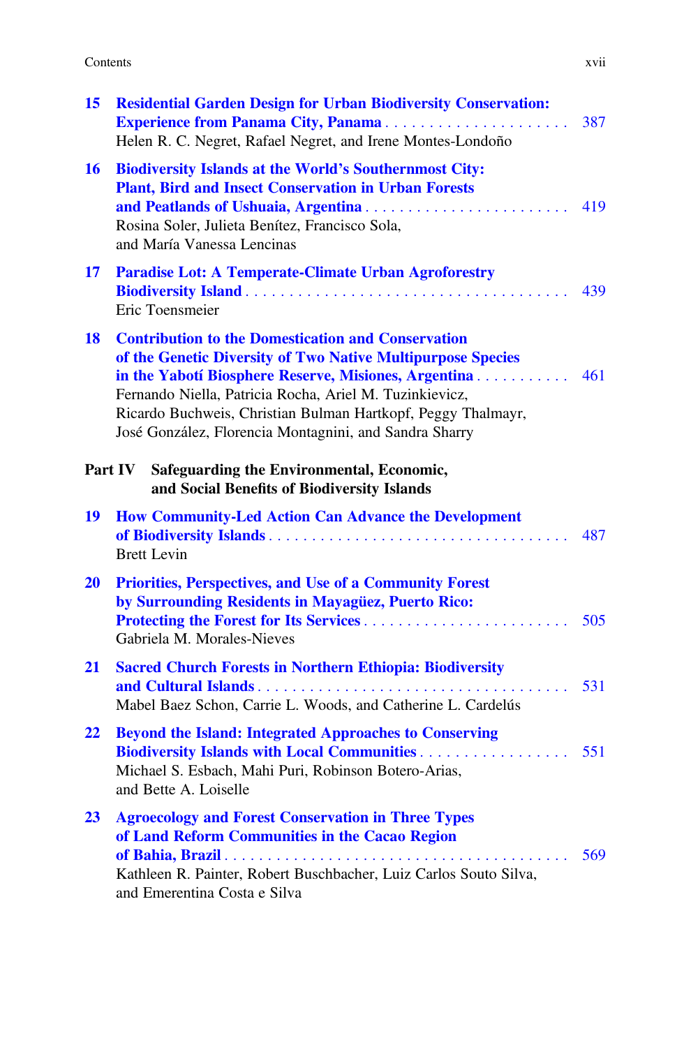**15** **Residential Garden Design for Urban Biodiversity Conservation: Experience from Panama City, Panama** . . . . . . . . . . . . . . . . . . . . . . 387
Helen R. C. Negret, Rafael Negret, and Irene Montes-Londoño

**16** **Biodiversity Islands at the World's Southernmost City: Plant, Bird and Insect Conservation in Urban Forests and Peatlands of Ushuaia, Argentina** . . . . . . . . . . . . . . . . . . . . . . . . 419
Rosina Soler, Julieta Benítez, Francisco Sola, and María Vanessa Lencinas

**17** **Paradise Lot: A Temperate-Climate Urban Agroforestry Biodiversity Island** . . . . . . . . . . . . . . . . . . . . . . . . . . . . . . . . . . . . . 439
Eric Toensmeier

**18** **Contribution to the Domestication and Conservation of the Genetic Diversity of Two Native Multipurpose Species in the Yabotí Biosphere Reserve, Misiones, Argentina** . . . . . . . . . . . 461
Fernando Niella, Patricia Rocha, Ariel M. Tuzinkievicz, Ricardo Buchweis, Christian Bulman Hartkopf, Peggy Thalmayr, José González, Florencia Montagnini, and Sandra Sharry

## Part IV Safeguarding the Environmental, Economic, and Social Benefits of Biodiversity Islands

**19** **How Community-Led Action Can Advance the Development of Biodiversity Islands** . . . . . . . . . . . . . . . . . . . . . . . . . . . . . . . . . . 487
Brett Levin

**20** **Priorities, Perspectives, and Use of a Community Forest by Surrounding Residents in Mayagüez, Puerto Rico: Protecting the Forest for Its Services** . . . . . . . . . . . . . . . . . . . . . . . . 505
Gabriela M. Morales-Nieves

**21** **Sacred Church Forests in Northern Ethiopia: Biodiversity and Cultural Islands** . . . . . . . . . . . . . . . . . . . . . . . . . . . . . . . . . . . . 531
Mabel Baez Schon, Carrie L. Woods, and Catherine L. Cardelús

**22** **Beyond the Island: Integrated Approaches to Conserving Biodiversity Islands with Local Communities** . . . . . . . . . . . . . . . . . . 551
Michael S. Esbach, Mahi Puri, Robinson Botero-Arias, and Bette A. Loiselle

**23** **Agroecology and Forest Conservation in Three Types of Land Reform Communities in the Cacao Region of Bahia, Brazil** . . . . . . . . . . . . . . . . . . . . . . . . . . . . . . . . . . . . . . . . . 569
Kathleen R. Painter, Robert Buschbacher, Luiz Carlos Souto Silva, and Emerentina Costa e Silva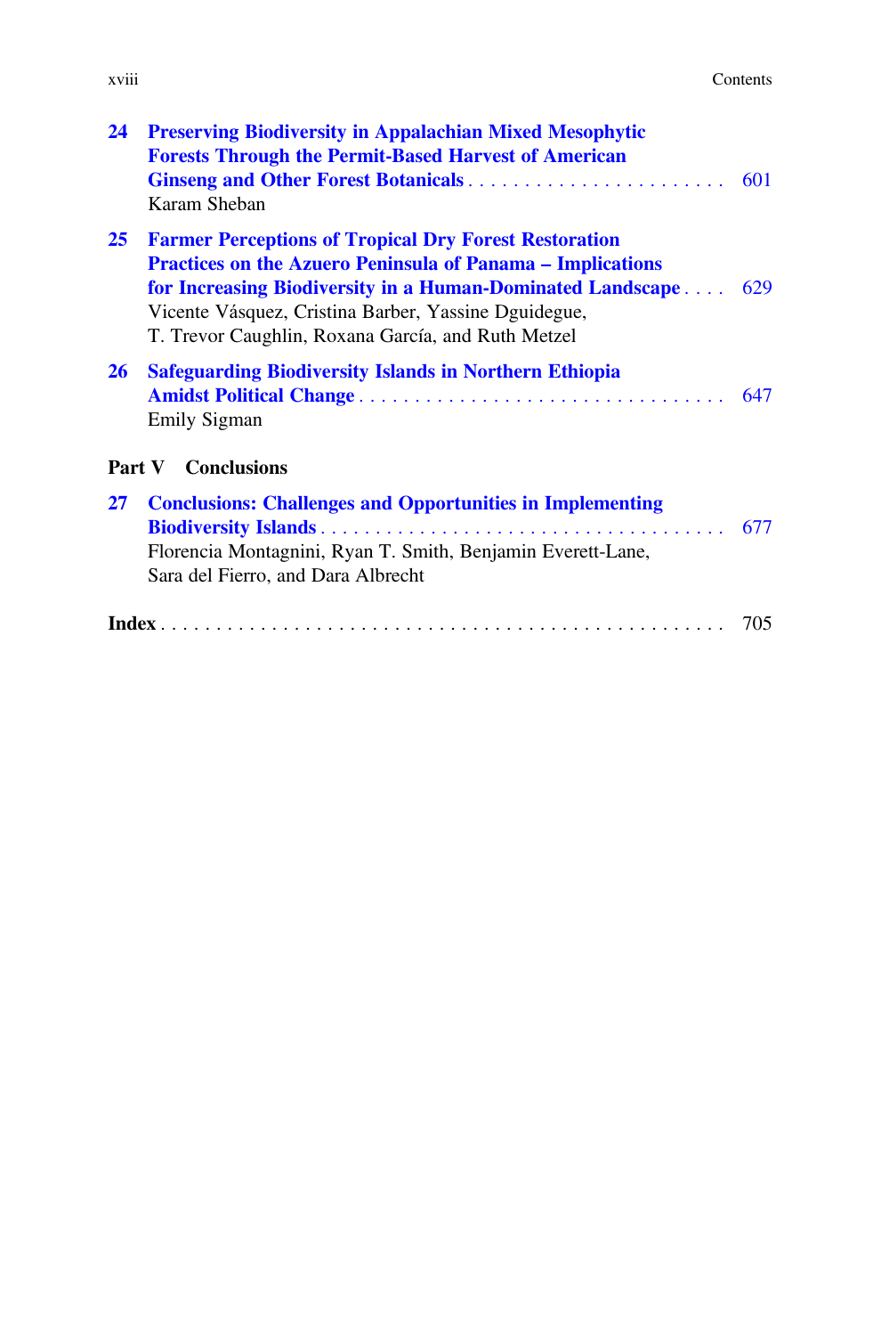**24 Preserving Biodiversity in Appalachian Mixed Mesophytic Forests Through the Permit-Based Harvest of American Ginseng and Other Forest Botanicals** . . . . . . . . . . . . . . . . . . . . . . . . 601
Karam Sheban

**25 Farmer Perceptions of Tropical Dry Forest Restoration Practices on the Azuero Peninsula of Panama – Implications for Increasing Biodiversity in a Human-Dominated Landscape** . . . . 629
Vicente Vásquez, Cristina Barber, Yassine Dguidegue, T. Trevor Caughlin, Roxana García, and Ruth Metzel

**26 Safeguarding Biodiversity Islands in Northern Ethiopia Amidst Political Change** . . . . . . . . . . . . . . . . . . . . . . . . . . . . . . . . . 647
Emily Sigman

## Part V Conclusions

**27 Conclusions: Challenges and Opportunities in Implementing Biodiversity Islands** . . . . . . . . . . . . . . . . . . . . . . . . . . . . . . . . . . . . . 677
Florencia Montagnini, Ryan T. Smith, Benjamin Everett-Lane, Sara del Fierro, and Dara Albrecht

**Index** . . . . . . . . . . . . . . . . . . . . . . . . . . . . . . . . . . . . . . . . . . . . . . . . 705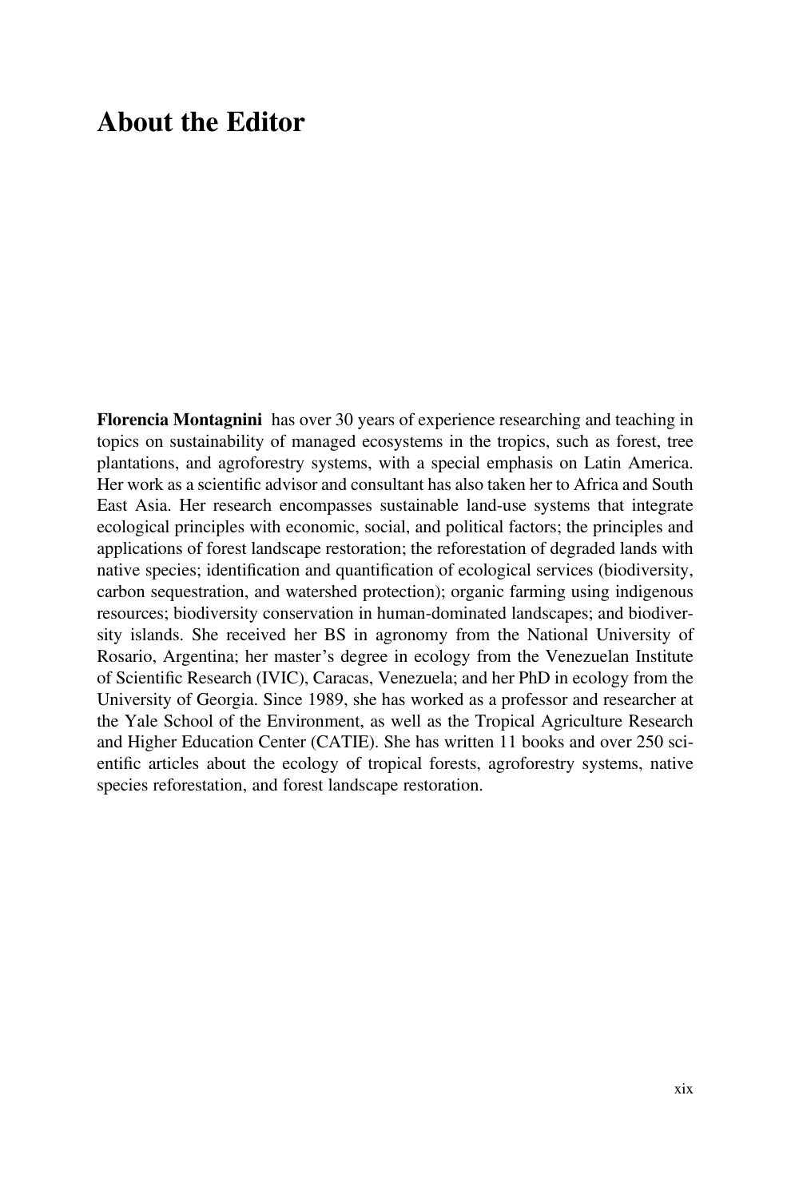# About the Editor

**Florencia Montagnini** has over 30 years of experience researching and teaching in topics on sustainability of managed ecosystems in the tropics, such as forest, tree plantations, and agroforestry systems, with a special emphasis on Latin America. Her work as a scientific advisor and consultant has also taken her to Africa and South East Asia. Her research encompasses sustainable land-use systems that integrate ecological principles with economic, social, and political factors; the principles and applications of forest landscape restoration; the reforestation of degraded lands with native species; identification and quantification of ecological services (biodiversity, carbon sequestration, and watershed protection); organic farming using indigenous resources; biodiversity conservation in human-dominated landscapes; and biodiversity islands. She received her BS in agronomy from the National University of Rosario, Argentina; her master's degree in ecology from the Venezuelan Institute of Scientific Research (IVIC), Caracas, Venezuela; and her PhD in ecology from the University of Georgia. Since 1989, she has worked as a professor and researcher at the Yale School of the Environment, as well as the Tropical Agriculture Research and Higher Education Center (CATIE). She has written 11 books and over 250 scientific articles about the ecology of tropical forests, agroforestry systems, native species reforestation, and forest landscape restoration.